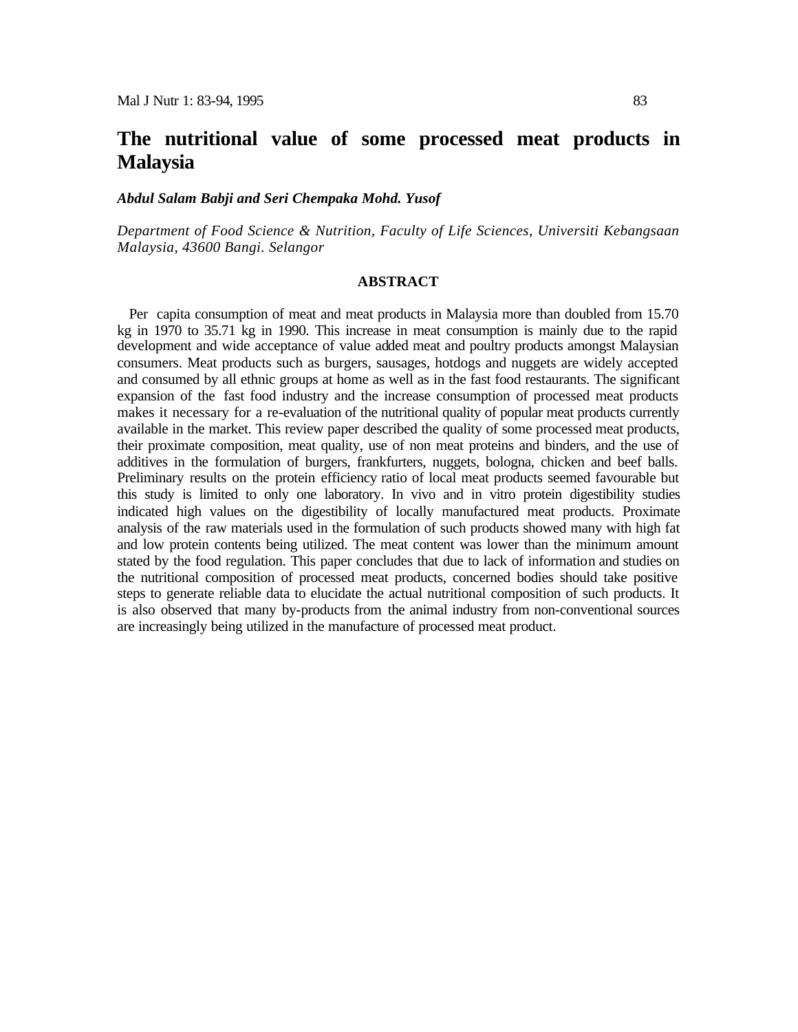# The nutritional value of some processed meat products in Malaysia

***Abdul Salam Babji and Seri Chempaka Mohd. Yusof***

*Department of Food Science & Nutrition, Faculty of Life Sciences, Universiti Kebangsaan Malaysia, 43600 Bangi. Selangor*

## ABSTRACT

Per capita consumption of meat and meat products in Malaysia more than doubled from 15.70 kg in 1970 to 35.71 kg in 1990. This increase in meat consumption is mainly due to the rapid development and wide acceptance of value added meat and poultry products amongst Malaysian consumers. Meat products such as burgers, sausages, hotdogs and nuggets are widely accepted and consumed by all ethnic groups at home as well as in the fast food restaurants. The significant expansion of the fast food industry and the increase consumption of processed meat products makes it necessary for a re-evaluation of the nutritional quality of popular meat products currently available in the market. This review paper described the quality of some processed meat products, their proximate composition, meat quality, use of non meat proteins and binders, and the use of additives in the formulation of burgers, frankfurters, nuggets, bologna, chicken and beef balls. Preliminary results on the protein efficiency ratio of local meat products seemed favourable but this study is limited to only one laboratory. In vivo and in vitro protein digestibility studies indicated high values on the digestibility of locally manufactured meat products. Proximate analysis of the raw materials used in the formulation of such products showed many with high fat and low protein contents being utilized. The meat content was lower than the minimum amount stated by the food regulation. This paper concludes that due to lack of information and studies on the nutritional composition of processed meat products, concerned bodies should take positive steps to generate reliable data to elucidate the actual nutritional composition of such products. It is also observed that many by-products from the animal industry from non-conventional sources are increasingly being utilized in the manufacture of processed meat product.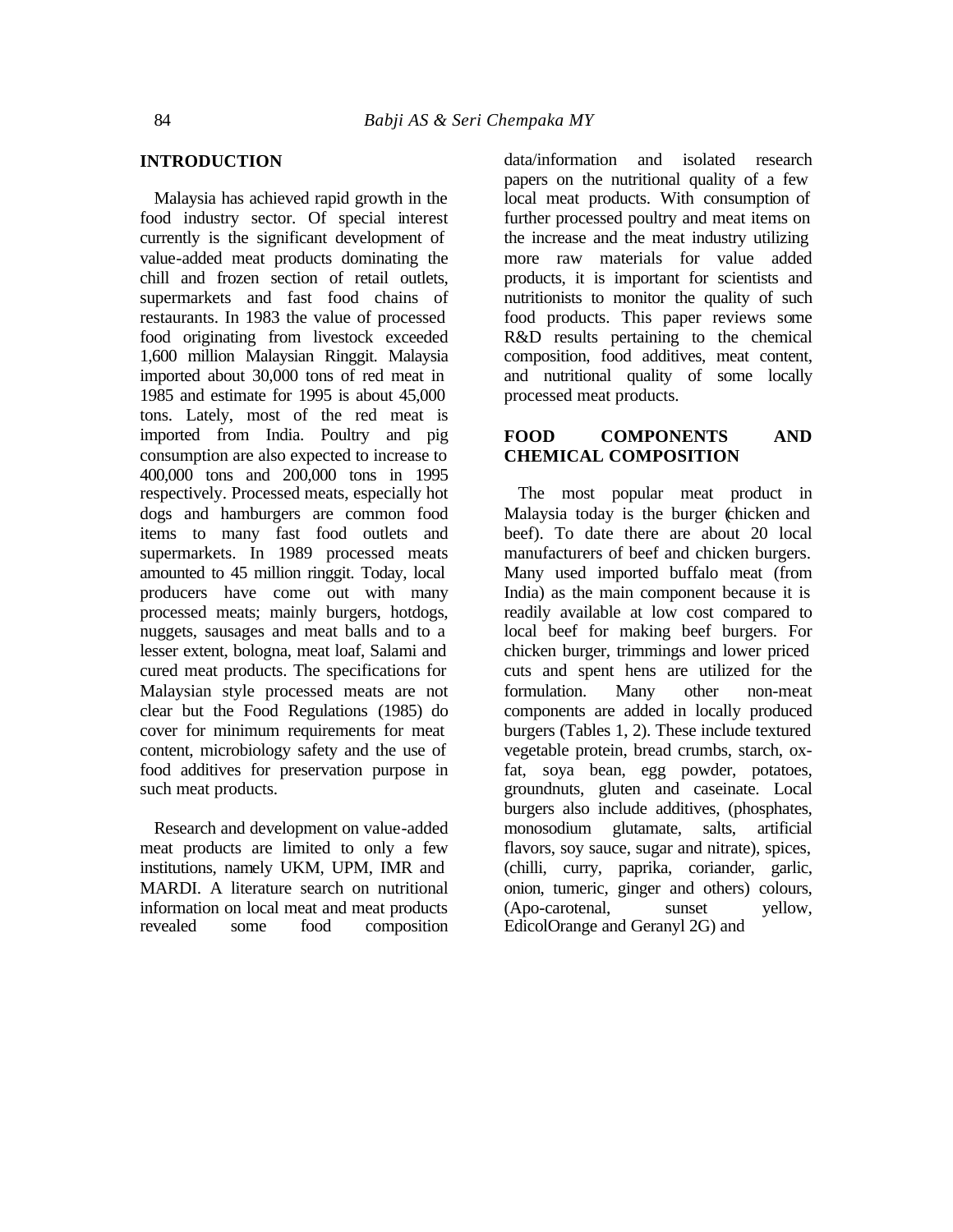## INTRODUCTION

Malaysia has achieved rapid growth in the food industry sector. Of special interest currently is the significant development of value-added meat products dominating the chill and frozen section of retail outlets, supermarkets and fast food chains of restaurants. In 1983 the value of processed food originating from livestock exceeded 1,600 million Malaysian Ringgit. Malaysia imported about 30,000 tons of red meat in 1985 and estimate for 1995 is about 45,000 tons. Lately, most of the red meat is imported from India. Poultry and pig consumption are also expected to increase to 400,000 tons and 200,000 tons in 1995 respectively. Processed meats, especially hot dogs and hamburgers are common food items to many fast food outlets and supermarkets. In 1989 processed meats amounted to 45 million ringgit. Today, local producers have come out with many processed meats; mainly burgers, hotdogs, nuggets, sausages and meat balls and to a lesser extent, bologna, meat loaf, Salami and cured meat products. The specifications for Malaysian style processed meats are not clear but the Food Regulations (1985) do cover for minimum requirements for meat content, microbiology safety and the use of food additives for preservation purpose in such meat products.

Research and development on value-added meat products are limited to only a few institutions, namely UKM, UPM, IMR and MARDI. A literature search on nutritional information on local meat and meat products revealed some food composition data/information and isolated research papers on the nutritional quality of a few local meat products. With consumption of further processed poultry and meat items on the increase and the meat industry utilizing more raw materials for value added products, it is important for scientists and nutritionists to monitor the quality of such food products. This paper reviews some R&D results pertaining to the chemical composition, food additives, meat content, and nutritional quality of some locally processed meat products.

## FOOD COMPONENTS AND CHEMICAL COMPOSITION

The most popular meat product in Malaysia today is the burger (chicken and beef). To date there are about 20 local manufacturers of beef and chicken burgers. Many used imported buffalo meat (from India) as the main component because it is readily available at low cost compared to local beef for making beef burgers. For chicken burger, trimmings and lower priced cuts and spent hens are utilized for the formulation. Many other non-meat components are added in locally produced burgers (Tables 1, 2). These include textured vegetable protein, bread crumbs, starch, ox-fat, soya bean, egg powder, potatoes, groundnuts, gluten and caseinate. Local burgers also include additives, (phosphates, monosodium glutamate, salts, artificial flavors, soy sauce, sugar and nitrate), spices, (chilli, curry, paprika, coriander, garlic, onion, tumeric, ginger and others) colours, (Apo-carotenal, sunset yellow, EdicolOrange and Geranyl 2G) and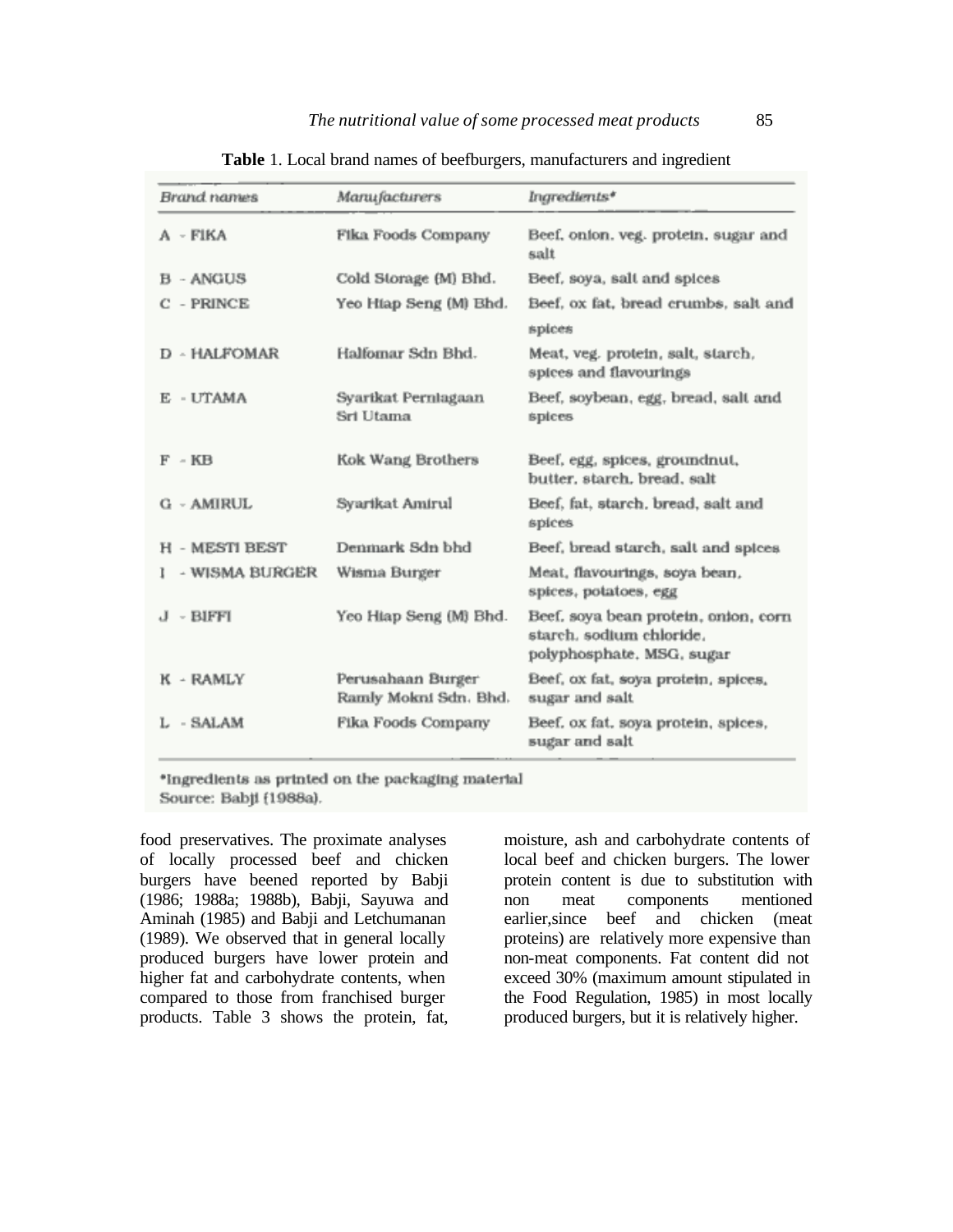**Table** 1. Local brand names of beefburgers, manufacturers and ingredient

| *Brand names* | *Manufacturers* | *Ingredients** |
|---|---|---|
| A - FIKA | Fika Foods Company | Beef, onion, veg. protein, sugar and salt |
| B - ANGUS | Cold Storage (M) Bhd. | Beef, soya, salt and spices |
| C - PRINCE | Yeo Hiap Seng (M) Bhd. | Beef, ox fat, bread crumbs, salt and spices |
| D - HALFOMAR | Halfomar Sdn Bhd. | Meat, veg. protein, salt, starch, spices and flavourings |
| E - UTAMA | Syarikat Perniagaan Sri Utama | Beef, soybean, egg, bread, salt and spices |
| F - KB | Kok Wang Brothers | Beef, egg, spices, groundnut, butter, starch, bread, salt |
| G - AMIRUL | Syarikat Amirul | Beef, fat, starch, bread, salt and spices |
| H - MESTI BEST | Denmark Sdn bhd | Beef, bread starch, salt and spices |
| I - WISMA BURGER | Wisma Burger | Meat, flavourings, soya bean, spices, potatoes, egg |
| J - BIFFI | Yeo Hiap Seng (M) Bhd. | Beef, soya bean protein, onion, corn starch, sodium chloride, polyphosphate, MSG, sugar |
| K - RAMLY | Perusahaan Burger Ramly Mokni Sdn. Bhd. | Beef, ox fat, soya protein, spices, sugar and salt |
| L - SALAM | Fika Foods Company | Beef, ox fat, soya protein, spices, sugar and salt |

*Ingredients as printed on the packaging material
Source: Babji (1988a).

food preservatives. The proximate analyses of locally processed beef and chicken burgers have beened reported by Babji (1986; 1988a; 1988b), Babji, Sayuwa and Aminah (1985) and Babji and Letchumanan (1989). We observed that in general locally produced burgers have lower protein and higher fat and carbohydrate contents, when compared to those from franchised burger products. Table 3 shows the protein, fat, moisture, ash and carbohydrate contents of local beef and chicken burgers. The lower protein content is due to substitution with non meat components mentioned earlier,since beef and chicken (meat proteins) are relatively more expensive than non-meat components. Fat content did not exceed 30% (maximum amount stipulated in the Food Regulation, 1985) in most locally produced burgers, but it is relatively higher.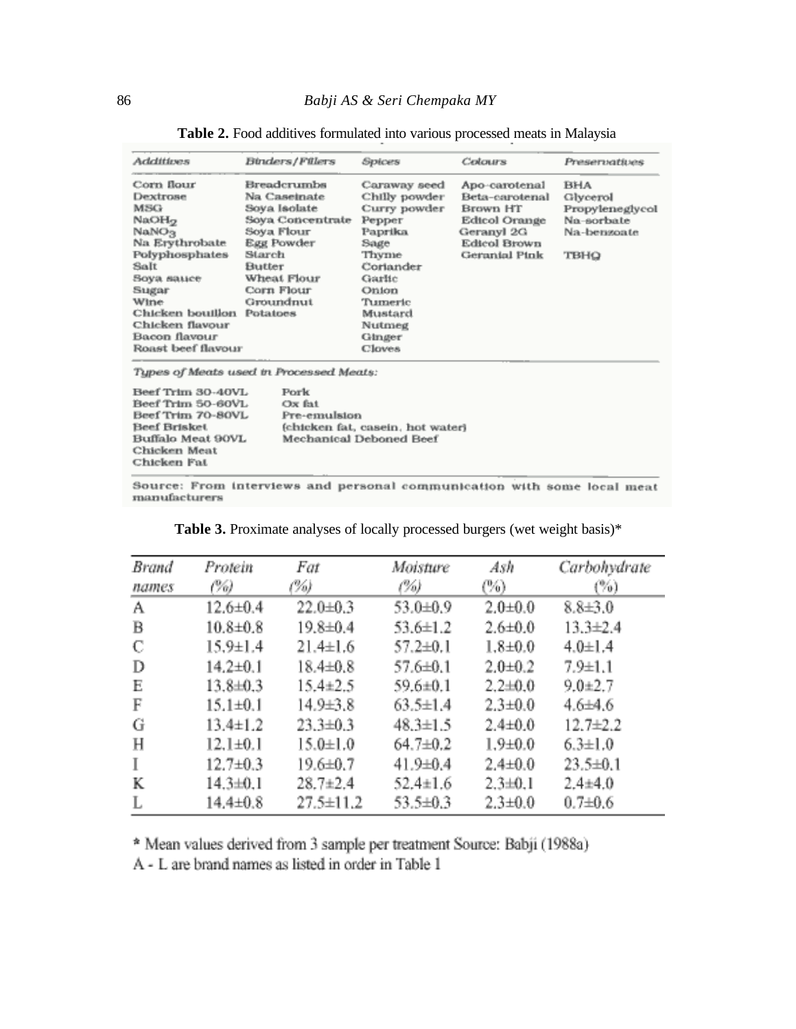**Table 2.** Food additives formulated into various processed meats in Malaysia

| *Additives* | *Binders/Fillers* | *Spices* | *Colours* | *Preservatives* |
|---|---|---|---|---|
| Corn flour | Breadcrumbs | Caraway seed | Apo-carotenal | BHA |
| Dextrose | Na Caseinate | Chilly powder | Beta-carotenal | Glycerol |
| MSG | Soya Isolate | Curry powder | Brown HT | Propyleneglycol |
| $NaOH_2$ | Soya Concentrate | Pepper | Edicol Orange | Na-sorbate |
| $NaNO_3$ | Soya Flour | Paprika | Geranyl 2G | Na-benzoate |
| Na Erythrobate | Egg Powder | Sage | Edicol Brown | |
| Polyphosphates | Starch | Thyme | Geranial Pink | TBHQ |
| Salt | Butter | Coriander | | |
| Soya sauce | Wheat Flour | Garlic | | |
| Sugar | Corn Flour | Onion | | |
| Wine | Groundnut | Tumeric | | |
| Chicken bouillon | Potatoes | Mustard | | |
| Chicken flavour | | Nutmeg | | |
| Bacon flavour | | Ginger | | |
| Roast beef flavour | | Cloves | | |

*Types of Meats used in Processed Meats:*

| | |
|---|---|
| Beef Trim 30-40VL | Pork |
| Beef Trim 50-60VL | Ox fat |
| Beef Trim 70-80VL | Pre-emulsion |
| Beef Brisket | (chicken fat, casein, hot water) |
| Buffalo Meat 90VL | Mechanical Deboned Beef |
| Chicken Meat | |
| Chicken Fat | |

Source: From interviews and personal communication with some local meat manufacturers

**Table 3.** Proximate analyses of locally processed burgers (wet weight basis)*

| *Brand names* | *Protein (%)* | *Fat (%)* | *Moisture (%)* | *Ash (%)* | *Carbohydrate (%)* |
|---|---|---|---|---|---|
| A | 12.6±0.4 | 22.0±0.3 | 53.0±0.9 | 2.0±0.0 | 8.8±3.0 |
| B | 10.8±0.8 | 19.8±0.4 | 53.6±1.2 | 2.6±0.0 | 13.3±2.4 |
| C | 15.9±1.4 | 21.4±1.6 | 57.2±0.1 | 1.8±0.0 | 4.0±1.4 |
| D | 14.2±0.1 | 18.4±0.8 | 57.6±0.1 | 2.0±0.2 | 7.9±1.1 |
| E | 13.8±0.3 | 15.4±2.5 | 59.6±0.1 | 2.2±0.0 | 9.0±2.7 |
| F | 15.1±0.1 | 14.9±3.8 | 63.5±1.4 | 2.3±0.0 | 4.6±4.6 |
| G | 13.4±1.2 | 23.3±0.3 | 48.3±1.5 | 2.4±0.0 | 12.7±2.2 |
| H | 12.1±0.1 | 15.0±1.0 | 64.7±0.2 | 1.9±0.0 | 6.3±1.0 |
| I | 12.7±0.3 | 19.6±0.7 | 41.9±0.4 | 2.4±0.0 | 23.5±0.1 |
| K | 14.3±0.1 | 28.7±2.4 | 52.4±1.6 | 2.3±0.1 | 2.4±4.0 |
| L | 14.4±0.8 | 27.5±11.2 | 53.5±0.3 | 2.3±0.0 | 0.7±0.6 |

* Mean values derived from 3 sample per treatment Source: Babji (1988a)

A - L are brand names as listed in order in Table 1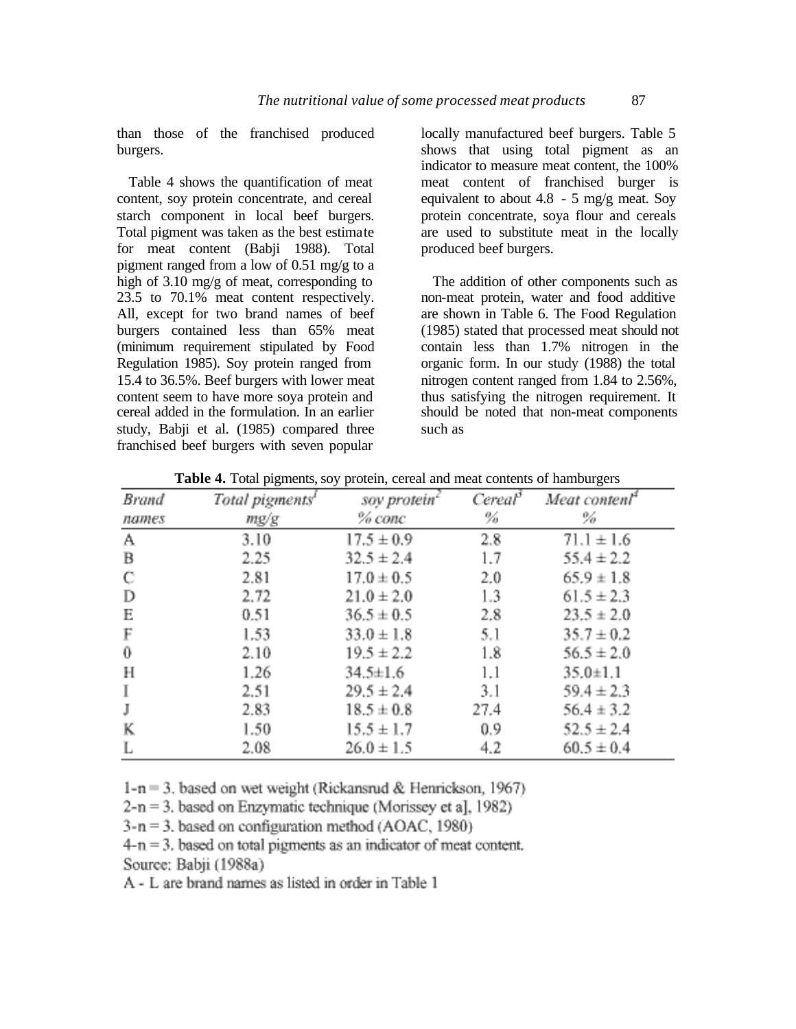than those of the franchised produced burgers.

Table 4 shows the quantification of meat content, soy protein concentrate, and cereal starch component in local beef burgers. Total pigment was taken as the best estimate for meat content (Babji 1988). Total pigment ranged from a low of 0.51 mg/g to a high of 3.10 mg/g of meat, corresponding to 23.5 to 70.1% meat content respectively. All, except for two brand names of beef burgers contained less than 65% meat (minimum requirement stipulated by Food Regulation 1985). Soy protein ranged from 15.4 to 36.5%. Beef burgers with lower meat content seem to have more soya protein and cereal added in the formulation. In an earlier study, Babji et al. (1985) compared three franchised beef burgers with seven popular locally manufactured beef burgers. Table 5 shows that using total pigment as an indicator to measure meat content, the 100% meat content of franchised burger is equivalent to about 4.8 - 5 mg/g meat. Soy protein concentrate, soya flour and cereals are used to substitute meat in the locally produced beef burgers.

The addition of other components such as non-meat protein, water and food additive are shown in Table 6. The Food Regulation (1985) stated that processed meat should not contain less than 1.7% nitrogen in the organic form. In our study (1988) the total nitrogen content ranged from 1.84 to 2.56%, thus satisfying the nitrogen requirement. It should be noted that non-meat components such as

**Table 4.** Total pigments, soy protein, cereal and meat contents of hamburgers

| *Brand names* | *Total pigments*[1] *mg/g* | *soy protein*[2] *% conc* | *Cereal*[3] *%* | *Meat content*[4] *%* |
|---|---|---|---|---|
| A | 3.10 | 17.5 ± 0.9 | 2.8 | 71.1 ± 1.6 |
| B | 2.25 | 32.5 ± 2.4 | 1.7 | 55.4 ± 2.2 |
| C | 2.81 | 17.0 ± 0.5 | 2.0 | 65.9 ± 1.8 |
| D | 2.72 | 21.0 ± 2.0 | 1.3 | 61.5 ± 2.3 |
| E | 0.51 | 36.5 ± 0.5 | 2.8 | 23.5 ± 2.0 |
| F | 1.53 | 33.0 ± 1.8 | 5.1 | 35.7 ± 0.2 |
| 0 | 2.10 | 19.5 ± 2.2 | 1.8 | 56.5 ± 2.0 |
| H | 1.26 | 34.5±1.6 | 1.1 | 35.0±1.1 |
| I | 2.51 | 29.5 ± 2.4 | 3.1 | 59.4 ± 2.3 |
| J | 2.83 | 18.5 ± 0.8 | 27.4 | 56.4 ± 3.2 |
| K | 1.50 | 15.5 ± 1.7 | 0.9 | 52.5 ± 2.4 |
| L | 2.08 | 26.0 ± 1.5 | 4.2 | 60.5 ± 0.4 |

1-n = 3. based on wet weight (Rickansrud & Henrickson, 1967)
2-n = 3. based on Enzymatic technique (Morissey et a], 1982)
3-n = 3. based on configuration method (AOAC, 1980)
4-n = 3. based on total pigments as an indicator of meat content.
Source: Babji (1988a)
A - L are brand names as listed in order in Table 1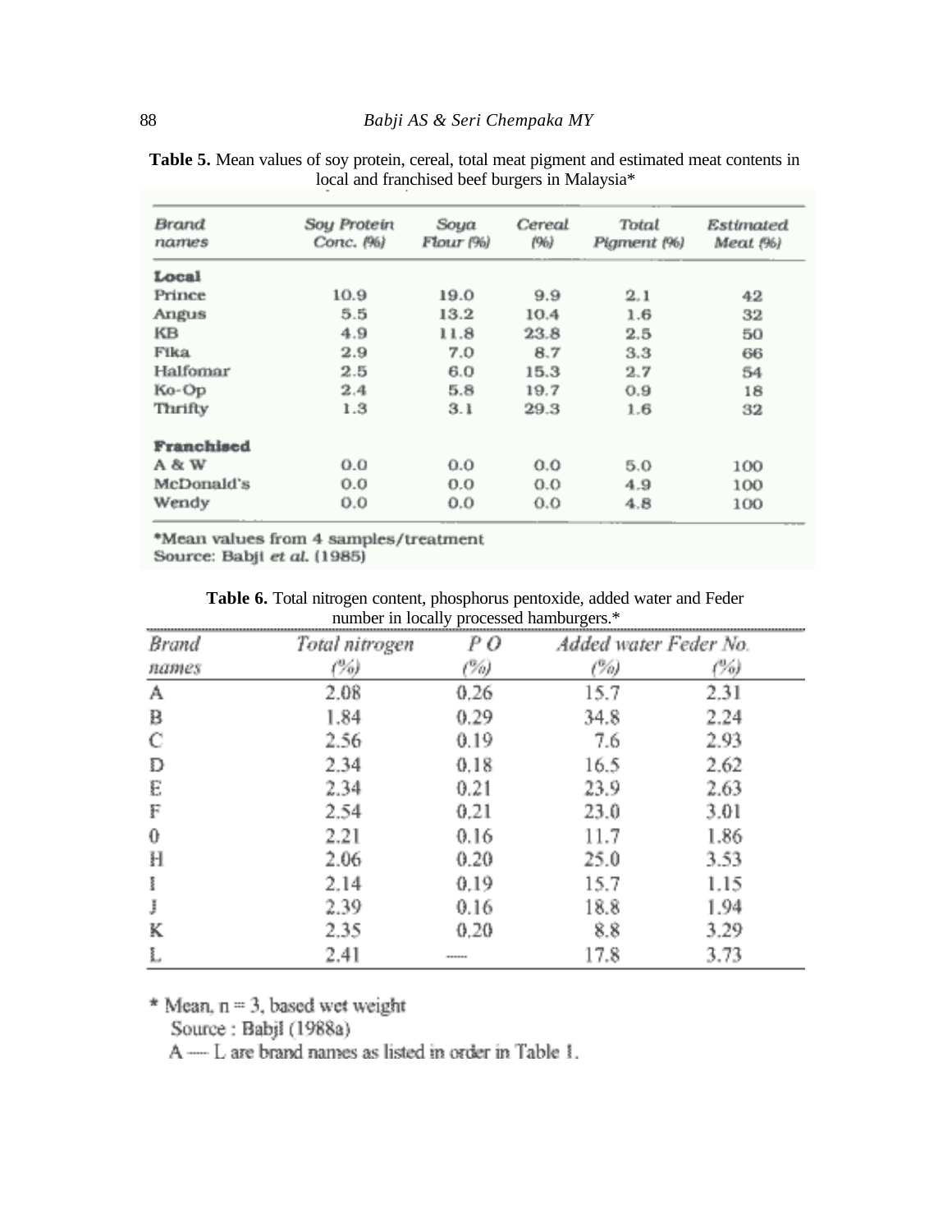**Table 5.** Mean values of soy protein, cereal, total meat pigment and estimated meat contents in local and franchised beef burgers in Malaysia*

| Brand names | Soy Protein Conc. (%) | Soya Flour (%) | Cereal (%) | Total Pigment (%) | Estimated Meat (%) |
|---|---|---|---|---|---|
| **Local** | | | | | |
| Prince | 10.9 | 19.0 | 9.9 | 2.1 | 42 |
| Angus | 5.5 | 13.2 | 10.4 | 1.6 | 32 |
| KB | 4.9 | 11.8 | 23.8 | 2.5 | 50 |
| Fika | 2.9 | 7.0 | 8.7 | 3.3 | 66 |
| Halfomar | 2.5 | 6.0 | 15.3 | 2.7 | 54 |
| Ko-Op | 2.4 | 5.8 | 19.7 | 0.9 | 18 |
| Thrifty | 1.3 | 3.1 | 29.3 | 1.6 | 32 |
| **Franchised** | | | | | |
| A & W | 0.0 | 0.0 | 0.0 | 5.0 | 100 |
| McDonald's | 0.0 | 0.0 | 0.0 | 4.9 | 100 |
| Wendy | 0.0 | 0.0 | 0.0 | 4.8 | 100 |

*Mean values from 4 samples/treatment
Source: Babji *et al.* (1985)

**Table 6.** Total nitrogen content, phosphorus pentoxide, added water and Feder number in locally processed hamburgers.*

| Brand names | Total nitrogen (%) | P O (%) | Added water (%) | Feder No. (%) |
|---|---|---|---|---|
| A | 2.08 | 0.26 | 15.7 | 2.31 |
| B | 1.84 | 0.29 | 34.8 | 2.24 |
| C | 2.56 | 0.19 | 7.6 | 2.93 |
| D | 2.34 | 0.18 | 16.5 | 2.62 |
| E | 2.34 | 0.21 | 23.9 | 2.63 |
| F | 2.54 | 0.21 | 23.0 | 3.01 |
| 0 | 2.21 | 0.16 | 11.7 | 1.86 |
| H | 2.06 | 0.20 | 25.0 | 3.53 |
| I | 2.14 | 0.19 | 15.7 | 1.15 |
| J | 2.39 | 0.16 | 18.8 | 1.94 |
| K | 2.35 | 0.20 | 8.8 | 3.29 |
| L | 2.41 | ----- | 17.8 | 3.73 |

* Mean, n = 3, based wet weight
Source : Babji (1988a)
A ---- L are brand names as listed in order in Table 1.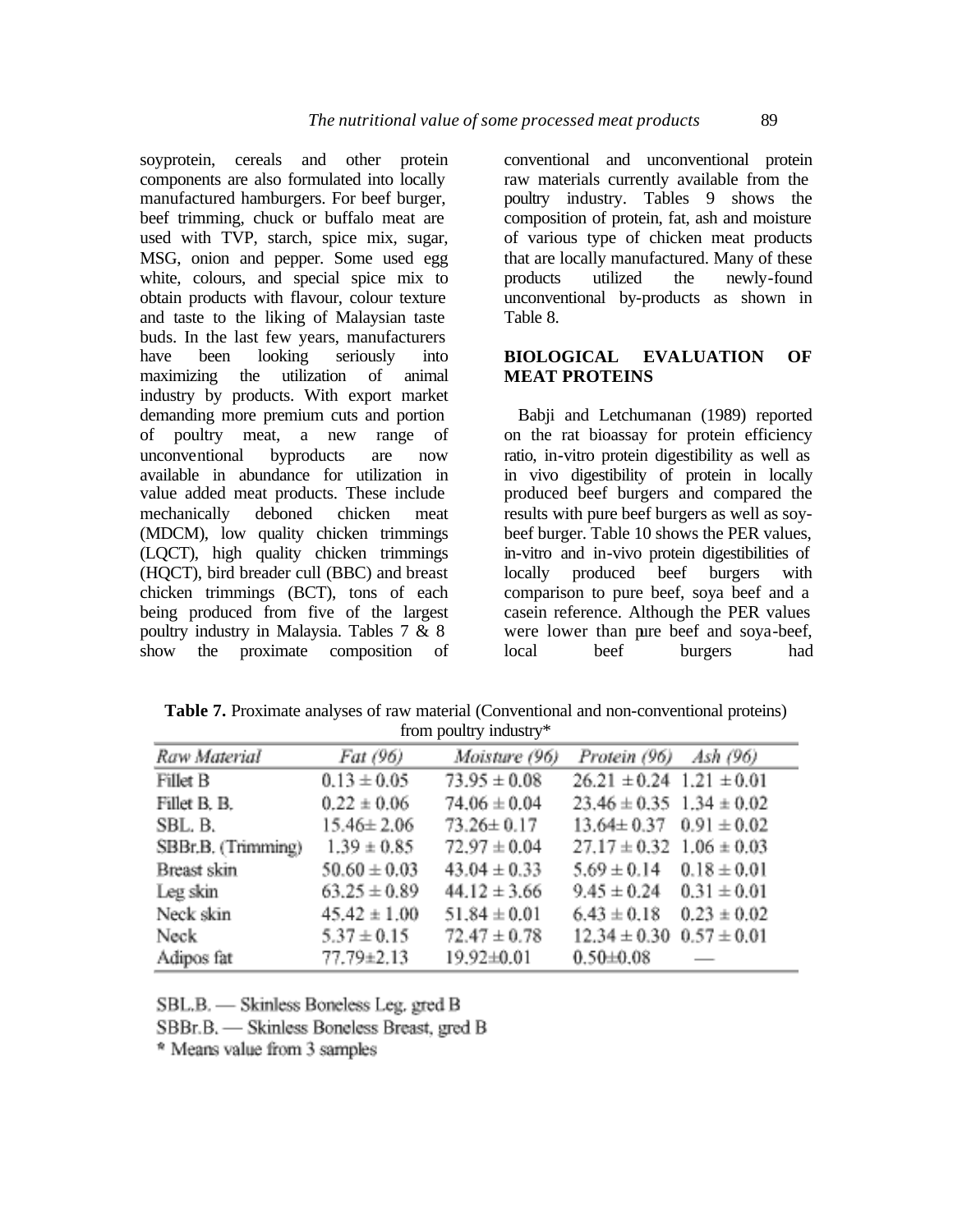soyprotein, cereals and other protein components are also formulated into locally manufactured hamburgers. For beef burger, beef trimming, chuck or buffalo meat are used with TVP, starch, spice mix, sugar, MSG, onion and pepper. Some used egg white, colours, and special spice mix to obtain products with flavour, colour texture and taste to the liking of Malaysian taste buds. In the last few years, manufacturers have been looking seriously into maximizing the utilization of animal industry by products. With export market demanding more premium cuts and portion of poultry meat, a new range of unconventional byproducts are now available in abundance for utilization in value added meat products. These include mechanically deboned chicken meat (MDCM), low quality chicken trimmings (LQCT), high quality chicken trimmings (HQCT), bird breader cull (BBC) and breast chicken trimmings (BCT), tons of each being produced from five of the largest poultry industry in Malaysia. Tables 7 & 8 show the proximate composition of conventional and unconventional protein raw materials currently available from the poultry industry. Tables 9 shows the composition of protein, fat, ash and moisture of various type of chicken meat products that are locally manufactured. Many of these products utilized the newly-found unconventional by-products as shown in Table 8.

## BIOLOGICAL EVALUATION OF MEAT PROTEINS

Babji and Letchumanan (1989) reported on the rat bioassay for protein efficiency ratio, in-vitro protein digestibility as well as in vivo digestibility of protein in locally produced beef burgers and compared the results with pure beef burgers as well as soy-beef burger. Table 10 shows the PER values, in-vitro and in-vivo protein digestibilities of locally produced beef burgers with comparison to pure beef, soya beef and a casein reference. Although the PER values were lower than pure beef and soya-beef, local beef burgers had

**Table 7.** Proximate analyses of raw material (Conventional and non-conventional proteins) from poultry industry*

| *Raw Material* | *Fat (96)* | *Moisture (96)* | *Protein (96)* | *Ash (96)* |
|---|---|---|---|---|
| Fillet B | 0.13 ± 0.05 | 73.95 ± 0.08 | 26.21 ± 0.24 | 1.21 ± 0.01 |
| Fillet B. B. | 0.22 ± 0.06 | 74.06 ± 0.04 | 23.46 ± 0.35 | 1.34 ± 0.02 |
| SBL. B. | 15.46± 2.06 | 73.26± 0.17 | 13.64± 0.37 | 0.91 ± 0.02 |
| SBBr.B. (Trimming) | 1.39 ± 0.85 | 72.97 ± 0.04 | 27.17 ± 0.32 | 1.06 ± 0.03 |
| Breast skin | 50.60 ± 0.03 | 43.04 ± 0.33 | 5.69 ± 0.14 | 0.18 ± 0.01 |
| Leg skin | 63.25 ± 0.89 | 44.12 ± 3.66 | 9.45 ± 0.24 | 0.31 ± 0.01 |
| Neck skin | 45.42 ± 1.00 | 51.84 ± 0.01 | 6.43 ± 0.18 | 0.23 ± 0.02 |
| Neck | 5.37 ± 0.15 | 72.47 ± 0.78 | 12.34 ± 0.30 | 0.57 ± 0.01 |
| Adipos fat | 77.79±2.13 | 19.92±0.01 | 0.50±0.08 | — |

SBL.B. — Skinless Boneless Leg, gred B

SBBr.B. — Skinless Boneless Breast, gred B

\* Means value from 3 samples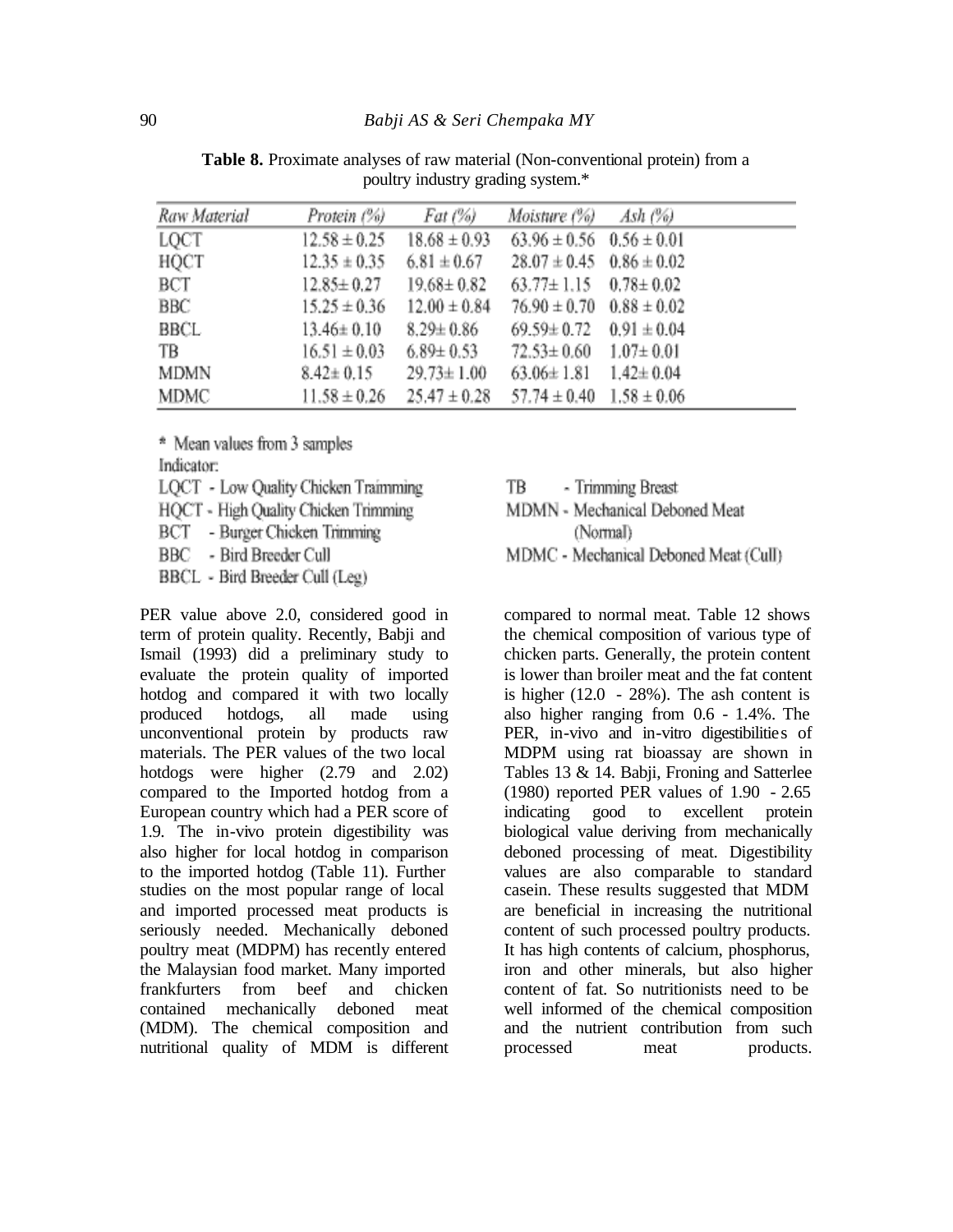**Table 8.** Proximate analyses of raw material (Non-conventional protein) from a poultry industry grading system.*

| *Raw Material* | *Protein (%)* | *Fat (%)* | *Moisture (%)* | *Ash (%)* |
|---|---|---|---|---|
| LQCT | 12.58 ± 0.25 | 18.68 ± 0.93 | 63.96 ± 0.56 | 0.56 ± 0.01 |
| HQCT | 12.35 ± 0.35 | 6.81 ± 0.67 | 28.07 ± 0.45 | 0.86 ± 0.02 |
| BCT | 12.85± 0.27 | 19.68± 0.82 | 63.77± 1.15 | 0.78± 0.02 |
| BBC | 15.25 ± 0.36 | 12.00 ± 0.84 | 76.90 ± 0.70 | 0.88 ± 0.02 |
| BBCL | 13.46± 0.10 | 8.29± 0.86 | 69.59± 0.72 | 0.91 ± 0.04 |
| TB | 16.51 ± 0.03 | 6.89± 0.53 | 72.53± 0.60 | 1.07± 0.01 |
| MDMN | 8.42± 0.15 | 29.73± 1.00 | 63.06± 1.81 | 1.42± 0.04 |
| MDMC | 11.58 ± 0.26 | 25.47 ± 0.28 | 57.74 ± 0.40 | 1.58 ± 0.06 |

\* Mean values from 3 samples

Indicator:

LQCT - Low Quality Chicken Traimming
HQCT - High Quality Chicken Trimming
BCT - Burger Chicken Trimming
BBC - Bird Breeder Cull
BBCL - Bird Breeder Cull (Leg)
TB - Trimming Breast
MDMN - Mechanical Deboned Meat (Normal)
MDMC - Mechanical Deboned Meat (Cull)

PER value above 2.0, considered good in term of protein quality. Recently, Babji and Ismail (1993) did a preliminary study to evaluate the protein quality of imported hotdog and compared it with two locally produced hotdogs, all made using unconventional protein by products raw materials. The PER values of the two local hotdogs were higher (2.79 and 2.02) compared to the Imported hotdog from a European country which had a PER score of 1.9. The in-vivo protein digestibility was also higher for local hotdog in comparison to the imported hotdog (Table 11). Further studies on the most popular range of local and imported processed meat products is seriously needed. Mechanically deboned poultry meat (MDPM) has recently entered the Malaysian food market. Many imported frankfurters from beef and chicken contained mechanically deboned meat (MDM). The chemical composition and nutritional quality of MDM is different compared to normal meat. Table 12 shows the chemical composition of various type of chicken parts. Generally, the protein content is lower than broiler meat and the fat content is higher (12.0 - 28%). The ash content is also higher ranging from 0.6 - 1.4%. The PER, in-vivo and in-vitro digestibilities of MDPM using rat bioassay are shown in Tables 13 & 14. Babji, Froning and Satterlee (1980) reported PER values of 1.90 - 2.65 indicating good to excellent protein biological value deriving from mechanically deboned processing of meat. Digestibility values are also comparable to standard casein. These results suggested that MDM are beneficial in increasing the nutritional content of such processed poultry products. It has high contents of calcium, phosphorus, iron and other minerals, but also higher content of fat. So nutritionists need to be well informed of the chemical composition and the nutrient contribution from such processed meat products.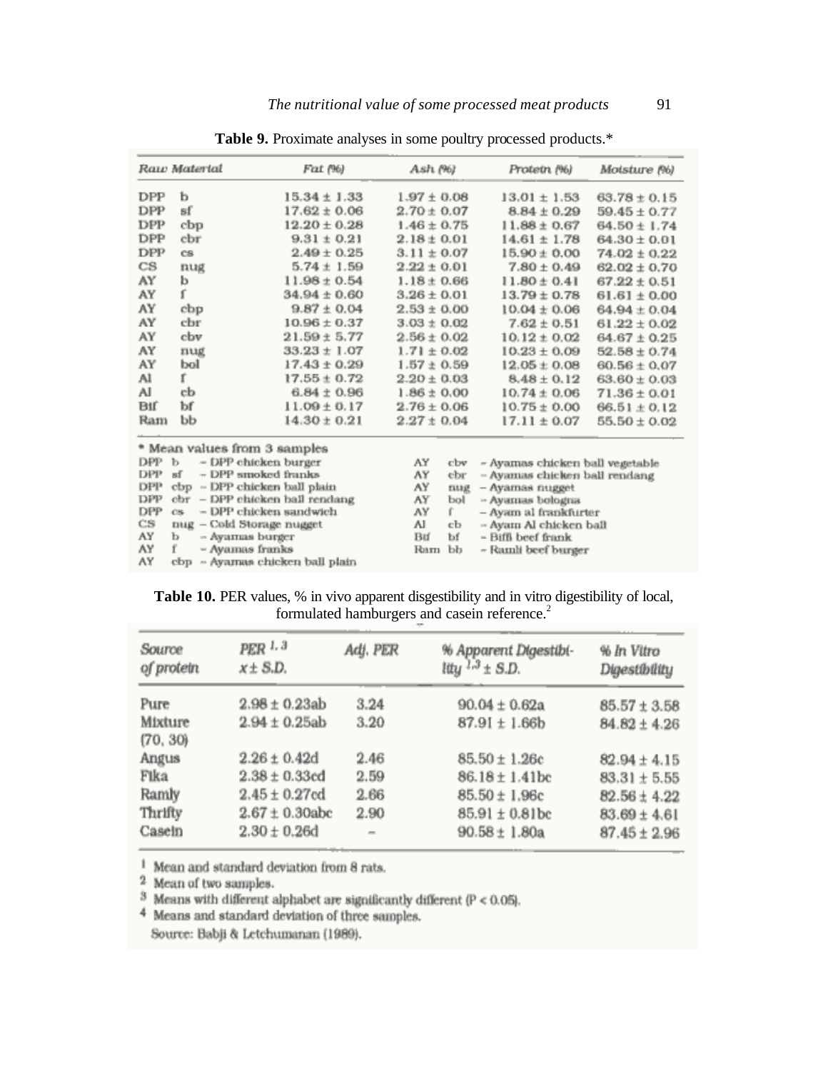**Table 9.** Proximate analyses in some poultry processed products.*

| *Raw Material* | | *Fat (%)* | *Ash (%)* | *Protein (%)* | *Moisture (%)* |
|---|---|---|---|---|---|
| DPP | b | 15.34 ± 1.33 | 1.97 ± 0.08 | 13.01 ± 1.53 | 63.78 ± 0.15 |
| DPP | sf | 17.62 ± 0.06 | 2.70 ± 0.07 | 8.84 ± 0.29 | 59.45 ± 0.77 |
| DPP | cbp | 12.20 ± 0.28 | 1.46 ± 0.75 | 11.88 ± 0.67 | 64.50 ± 1.74 |
| DPP | cbr | 9.31 ± 0.21 | 2.18 ± 0.01 | 14.61 ± 1.78 | 64.30 ± 0.01 |
| DPP | cs | 2.49 ± 0.25 | 3.11 ± 0.07 | 15.90 ± 0.00 | 74.02 ± 0.22 |
| CS | nug | 5.74 ± 1.59 | 2.22 ± 0.01 | 7.80 ± 0.49 | 62.02 ± 0.70 |
| AY | b | 11.98 ± 0.54 | 1.18 ± 0.66 | 11.80 ± 0.41 | 67.22 ± 0.51 |
| AY | f | 34.94 ± 0.60 | 3.26 ± 0.01 | 13.79 ± 0.78 | 61.61 ± 0.00 |
| AY | cbp | 9.87 ± 0.04 | 2.53 ± 0.00 | 10.04 ± 0.06 | 64.94 ± 0.04 |
| AY | cbr | 10.96 ± 0.37 | 3.03 ± 0.02 | 7.62 ± 0.51 | 61.22 ± 0.02 |
| AY | cbv | 21.59 ± 5.77 | 2.56 ± 0.02 | 10.12 ± 0.02 | 64.67 ± 0.25 |
| AY | nug | 33.23 ± 1.07 | 1.71 ± 0.02 | 10.23 ± 0.09 | 52.58 ± 0.74 |
| AY | bol | 17.43 ± 0.29 | 1.57 ± 0.59 | 12.05 ± 0.08 | 60.56 ± 0.07 |
| Al | f | 17.55 ± 0.72 | 2.20 ± 0.03 | 8.48 ± 0.12 | 63.60 ± 0.03 |
| Al | cb | 6.84 ± 0.96 | 1.86 ± 0.00 | 10.74 ± 0.06 | 71.36 ± 0.01 |
| Bif | bf | 11.09 ± 0.17 | 2.76 ± 0.06 | 10.75 ± 0.00 | 66.51 ± 0.12 |
| Ram | bb | 14.30 ± 0.21 | 2.27 ± 0.04 | 17.11 ± 0.07 | 55.50 ± 0.02 |

\* Mean values from 3 samples

DPP b – DPP chicken burger
DPP sf – DPP smoked franks
DPP cbp – DPP chicken ball plain
DPP cbr – DPP chicken ball rendang
DPP cs – DPP chicken sandwich
CS nug – Cold Storage nugget
AY b – Ayamas burger
AY f – Ayamas franks
AY cbp – Ayamas chicken ball plain
AY cbv – Ayamas chicken ball vegetable
AY cbr – Ayamas chicken ball rendang
AY nug – Ayamas nugget
AY bol – Ayamas bologna
AY f – Ayam al frankfurter
Al cb – Ayam Al chicken ball
Bif bf – Biffi beef frank
Ram bb – Ramli beef burger

**Table 10.** PER values, % in vivo apparent disgestibility and in vitro digestibility of local, formulated hamburgers and casein reference.[2]

| *Source of protein* | *PER* [1, 3] *x ± S.D.* | *Adj. PER* | *% Apparent Digestibility* [1,3] *± S.D.* | *% In Vitro Digestibility* |
|---|---|---|---|---|
| Pure | 2.98 ± 0.23ab | 3.24 | 90.04 ± 0.62a | 85.57 ± 3.58 |
| Mixture (70, 30) | 2.94 ± 0.25ab | 3.20 | 87.91 ± 1.66b | 84.82 ± 4.26 |
| Angus | 2.26 ± 0.42d | 2.46 | 85.50 ± 1.26c | 82.94 ± 4.15 |
| Fika | 2.38 ± 0.33cd | 2.59 | 86.18 ± 1.41bc | 83.31 ± 5.55 |
| Ramly | 2.45 ± 0.27cd | 2.66 | 85.50 ± 1.96c | 82.56 ± 4.22 |
| Thrifty | 2.67 ± 0.30abc | 2.90 | 85.91 ± 0.81bc | 83.69 ± 4.61 |
| Casein | 2.30 ± 0.26d | – | 90.58 ± 1.80a | 87.45 ± 2.96 |

[1] Mean and standard deviation from 8 rats.
[2] Mean of two samples.
[3] Means with different alphabet are significantly different ($P < 0.05$).
[4] Means and standard deviation of three samples.
Source: Babji & Letchumanan (1989).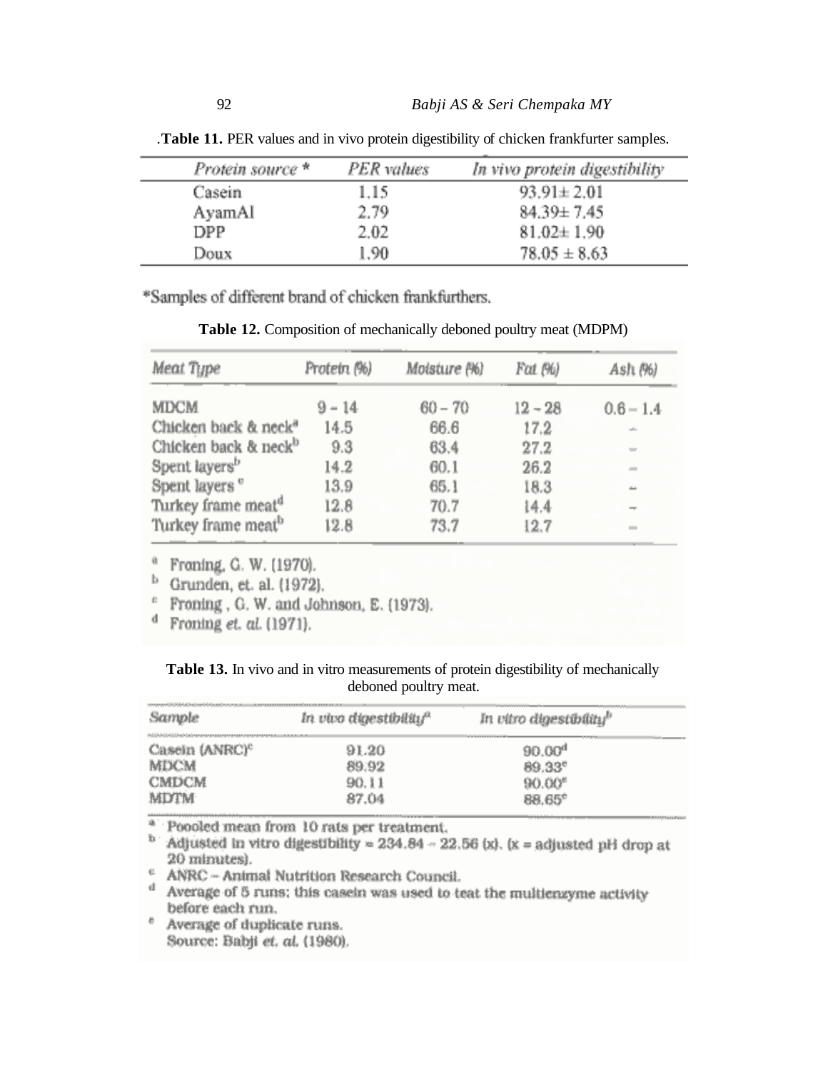.**Table 11.** PER values and in vivo protein digestibility of chicken frankfurter samples.

| *Protein source ** | *PER values* | *In vivo protein digestibility* |
|---|---|---|
| Casein | 1.15 | 93.91± 2.01 |
| AyamAI | 2.79 | 84.39± 7.45 |
| DPP | 2.02 | 81.02± 1.90 |
| Doux | 1.90 | 78.05 ± 8.63 |

*Samples of different brand of chicken frankfurthers.

**Table 12.** Composition of mechanically deboned poultry meat (MDPM)

| *Meat Type* | *Protein (%)* | *Moisture (%)* | *Fat (%)* | *Ash (%)* |
|---|---|---|---|---|
| MDCM | 9 – 14 | 60 – 70 | 12 – 28 | 0.6 – 1.4 |
| Chicken back & neck[a] | 14.5 | 66.6 | 17.2 | – |
| Chicken back & neck[b] | 9.3 | 63.4 | 27.2 | – |
| Spent layers[b] | 14.2 | 60.1 | 26.2 | – |
| Spent layers [c] | 13.9 | 65.1 | 18.3 | – |
| Turkey frame meat[d] | 12.8 | 70.7 | 14.4 | – |
| Turkey frame meat[b] | 12.8 | 73.7 | 12.7 | – |

[a] Froning, G. W. (1970).
[b] Grunden, et. al. (1972).
[c] Froning , G. W. and Johnson, E. (1973).
[d] Froning *et. al.* (1971).

**Table 13.** In vivo and in vitro measurements of protein digestibility of mechanically deboned poultry meat.

| *Sample* | *In vivo digestibility[a]* | *In vitro digestibility[b]* |
|---|---|---|
| Casein (ANRC)[c] | 91.20 | 90.00[d] |
| MDCM | 89.92 | 89.33[e] |
| CMDCM | 90.11 | 90.00[e] |
| MDTM | 87.04 | 88.65[e] |

[a] Poooled mean from 10 rats per treatment.
[b] Adjusted in vitro digestibility = 234.84 – 22.56 (x). (x = adjusted pH drop at 20 minutes).
[c] ANRC – Animal Nutrition Research Council.
[d] Average of 5 runs; this casein was used to teat the multienzyme activity before each run.
[e] Average of duplicate runs.
Source: Babji *et. al.* (1980).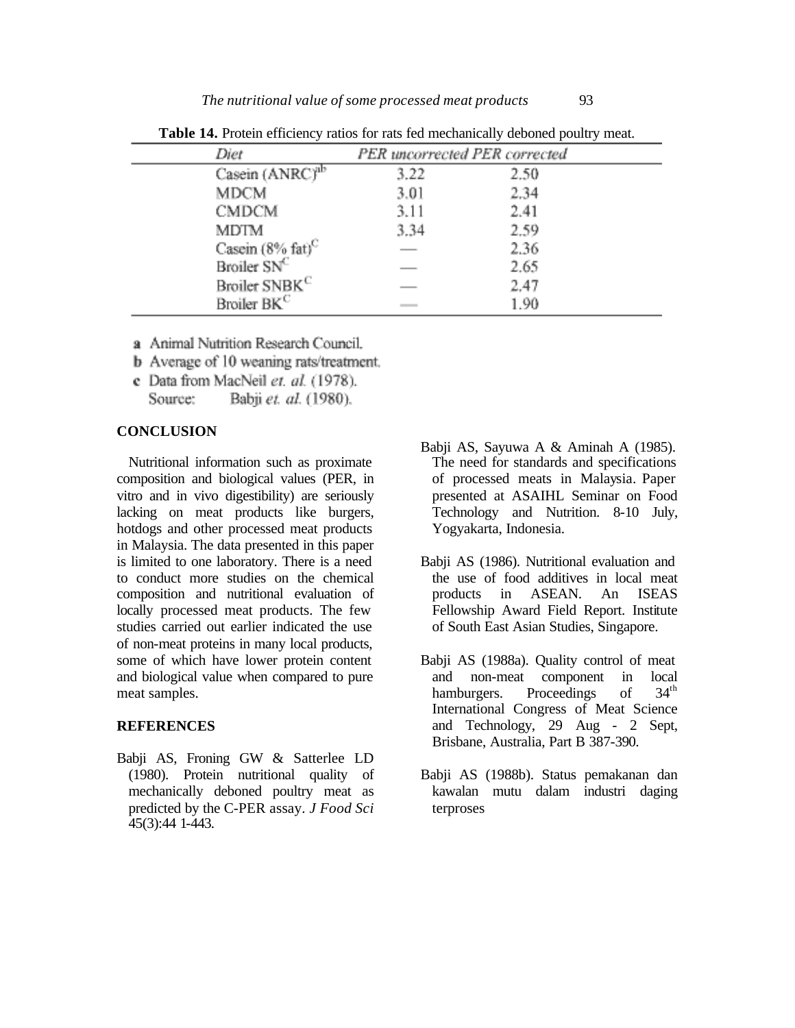**Table 14.** Protein efficiency ratios for rats fed mechanically deboned poultry meat.

| Diet | PER uncorrected | PER corrected |
|---|---|---|
| Casein (ANRC)[ab] | 3.22 | 2.50 |
| MDCM | 3.01 | 2.34 |
| CMDCM | 3.11 | 2.41 |
| MDTM | 3.34 | 2.59 |
| Casein (8% fat)[C] | — | 2.36 |
| Broiler SN[C] | — | 2.65 |
| Broiler SNBK[C] | — | 2.47 |
| Broiler BK[C] | — | 1.90 |

a Animal Nutrition Research Council.
b Average of 10 weaning rats/treatment.
c Data from MacNeil *et. al.* (1978).
Source: Babji *et. al.* (1980).

## CONCLUSION

Nutritional information such as proximate composition and biological values (PER, in vitro and in vivo digestibility) are seriously lacking on meat products like burgers, hotdogs and other processed meat products in Malaysia. The data presented in this paper is limited to one laboratory. There is a need to conduct more studies on the chemical composition and nutritional evaluation of locally processed meat products. The few studies carried out earlier indicated the use of non-meat proteins in many local products, some of which have lower protein content and biological value when compared to pure meat samples.

## REFERENCES

Babji AS, Froning GW & Satterlee LD (1980). Protein nutritional quality of mechanically deboned poultry meat as predicted by the C-PER assay. *J Food Sci* 45(3):44 1-443.

Babji AS, Sayuwa A & Aminah A (1985). The need for standards and specifications of processed meats in Malaysia. Paper presented at ASAIHL Seminar on Food Technology and Nutrition. 8-10 July, Yogyakarta, Indonesia.

Babji AS (1986). Nutritional evaluation and the use of food additives in local meat products in ASEAN. An ISEAS Fellowship Award Field Report. Institute of South East Asian Studies, Singapore.

Babji AS (1988a). Quality control of meat and non-meat component in local hamburgers. Proceedings of 34th International Congress of Meat Science and Technology, 29 Aug - 2 Sept, Brisbane, Australia, Part B 387-390.

Babji AS (1988b). Status pemakanan dan kawalan mutu dalam industri daging terproses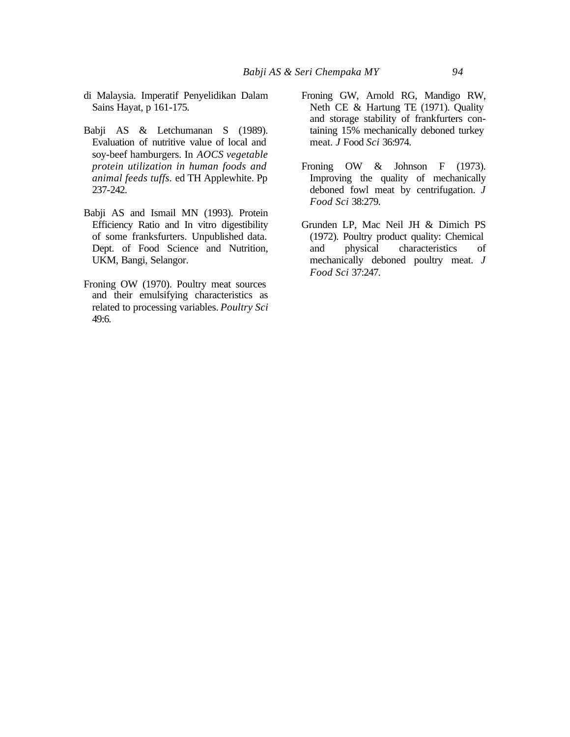di Malaysia. Imperatif Penyelidikan Dalam Sains Hayat, p 161-175.

Babji AS & Letchumanan S (1989). Evaluation of nutritive value of local and soy-beef hamburgers. In *AOCS vegetable protein utilization in human foods and animal feeds tuffs*. ed TH Applewhite. Pp 237-242.

Babji AS and Ismail MN (1993). Protein Efficiency Ratio and In vitro digestibility of some franksfurters. Unpublished data. Dept. of Food Science and Nutrition, UKM, Bangi, Selangor.

Froning OW (1970). Poultry meat sources and their emulsifying characteristics as related to processing variables. *Poultry Sci* 49:6.

Froning GW, Arnold RG, Mandigo RW, Neth CE & Hartung TE (1971). Quality and storage stability of frankfurters containing 15% mechanically deboned turkey meat. *J* Food *Sci* 36:974.

Froning OW & Johnson F (1973). Improving the quality of mechanically deboned fowl meat by centrifugation. *J Food Sci* 38:279.

Grunden LP, Mac Neil JH & Dimich PS (1972). Poultry product quality: Chemical and physical characteristics of mechanically deboned poultry meat. *J Food Sci* 37:247.